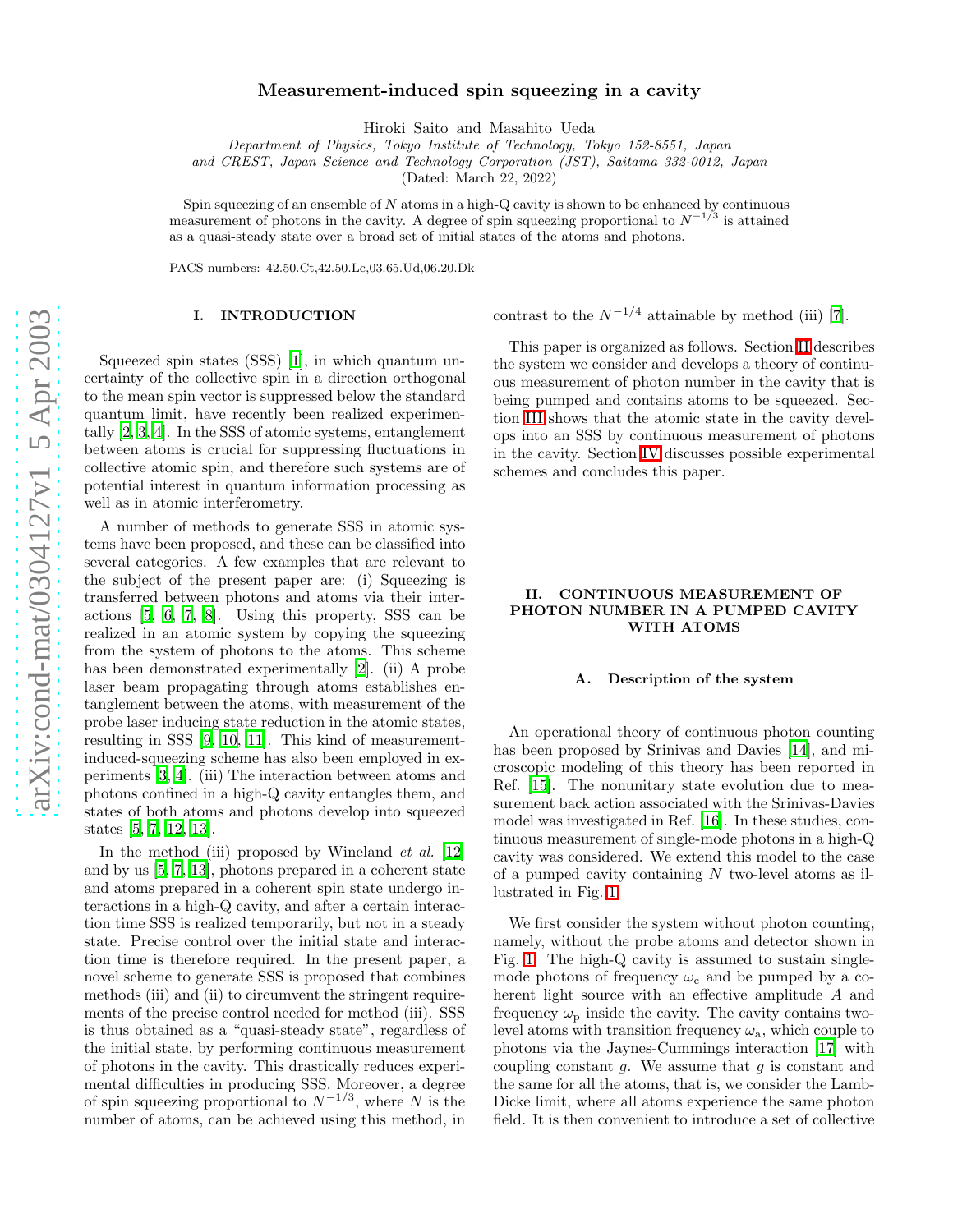# Measurement-induced spin squeezing in a cavity

Hiroki Saito and Masahito Ueda

*Department of Physics, Tokyo Institute of Technology, Tokyo 152-8551, Japan*
*and CREST, Japan Science and Technology Corporation (JST), Saitama 332-0012, Japan*

(Dated: March 22, 2022)

Spin squeezing of an ensemble of $N$ atoms in a high-Q cavity is shown to be enhanced by continuous measurement of photons in the cavity. A degree of spin squeezing proportional to $N^{-1/3}$ is attained as a quasi-steady state over a broad set of initial states of the atoms and photons.

PACS numbers: 42.50.Ct,42.50.Lc,03.65.Ud,06.20.Dk

## I. INTRODUCTION

Squeezed spin states (SSS) [1], in which quantum uncertainty of the collective spin in a direction orthogonal to the mean spin vector is suppressed below the standard quantum limit, have recently been realized experimentally [2, 3, 4]. In the SSS of atomic systems, entanglement between atoms is crucial for suppressing fluctuations in collective atomic spin, and therefore such systems are of potential interest in quantum information processing as well as in atomic interferometry.

A number of methods to generate SSS in atomic systems have been proposed, and these can be classified into several categories. A few examples that are relevant to the subject of the present paper are: (i) Squeezing is transferred between photons and atoms via their interactions [5, 6, 7, 8]. Using this property, SSS can be realized in an atomic system by copying the squeezing from the system of photons to the atoms. This scheme has been demonstrated experimentally [2]. (ii) A probe laser beam propagating through atoms establishes entanglement between the atoms, with measurement of the probe laser inducing state reduction in the atomic states, resulting in SSS [9, 10, 11]. This kind of measurement-induced-squeezing scheme has also been employed in experiments [3, 4]. (iii) The interaction between atoms and photons confined in a high-Q cavity entangles them, and states of both atoms and photons develop into squeezed states [5, 7, 12, 13].

In the method (iii) proposed by Wineland *et al.* [12] and by us [5, 7, 13], photons prepared in a coherent state and atoms prepared in a coherent spin state undergo interactions in a high-Q cavity, and after a certain interaction time SSS is realized temporarily, but not in a steady state. Precise control over the initial state and interaction time is therefore required. In the present paper, a novel scheme to generate SSS is proposed that combines methods (iii) and (ii) to circumvent the stringent requirements of the precise control needed for method (iii). SSS is thus obtained as a "quasi-steady state", regardless of the initial state, by performing continuous measurement of photons in the cavity. This drastically reduces experimental difficulties in producing SSS. Moreover, a degree of spin squeezing proportional to $N^{-1/3}$, where $N$ is the number of atoms, can be achieved using this method, in contrast to the $N^{-1/4}$ attainable by method (iii) [7].

This paper is organized as follows. Section II describes the system we consider and develops a theory of continuous measurement of photon number in the cavity that is being pumped and contains atoms to be squeezed. Section III shows that the atomic state in the cavity develops into an SSS by continuous measurement of photons in the cavity. Section IV discusses possible experimental schemes and concludes this paper.

## II. CONTINUOUS MEASUREMENT OF PHOTON NUMBER IN A PUMPED CAVITY WITH ATOMS

### A. Description of the system

An operational theory of continuous photon counting has been proposed by Srinivas and Davies [14], and microscopic modeling of this theory has been reported in Ref. [15]. The nonunitary state evolution due to measurement back action associated with the Srinivas-Davies model was investigated in Ref. [16]. In these studies, continuous measurement of single-mode photons in a high-Q cavity was considered. We extend this model to the case of a pumped cavity containing $N$ two-level atoms as illustrated in Fig. 1.

We first consider the system without photon counting, namely, without the probe atoms and detector shown in Fig. 1. The high-Q cavity is assumed to sustain single-mode photons of frequency $\omega_{\rm c}$ and be pumped by a coherent light source with an effective amplitude $A$ and frequency $\omega_{\rm p}$ inside the cavity. The cavity contains two-level atoms with transition frequency $\omega_{\rm a}$, which couple to photons via the Jaynes-Cummings interaction [17] with coupling constant $g$. We assume that $g$ is constant and the same for all the atoms, that is, we consider the Lamb-Dicke limit, where all atoms experience the same photon field. It is then convenient to introduce a set of collective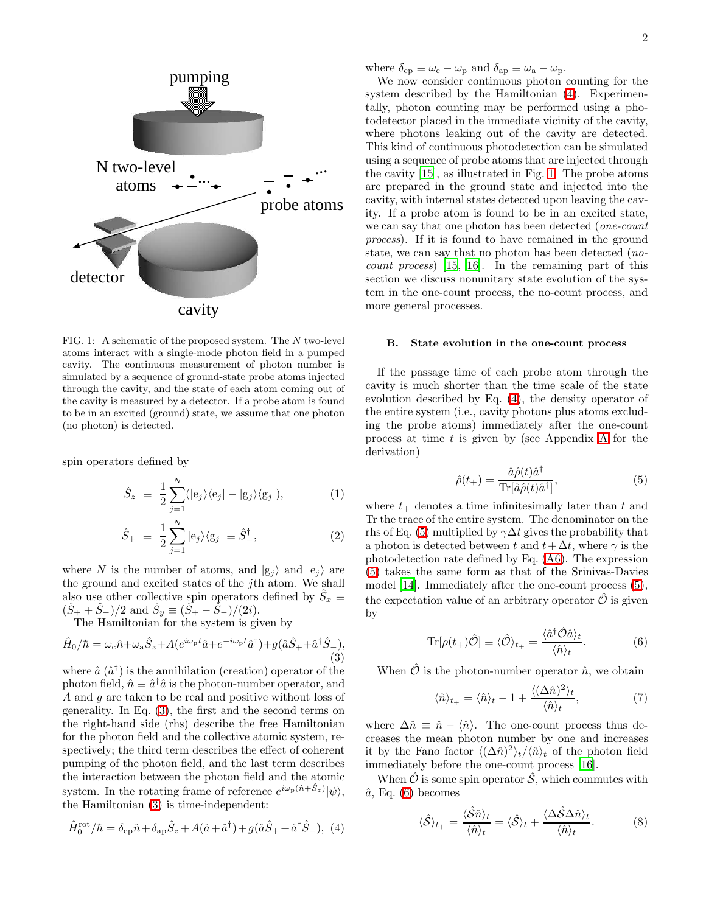FIG. 1: A schematic of the proposed system. The $N$ two-level atoms interact with a single-mode photon field in a pumped cavity. The continuous measurement of photon number is simulated by a sequence of ground-state probe atoms injected through the cavity, and the state of each atom coming out of the cavity is measured by a detector. If a probe atom is found to be in an excited (ground) state, we assume that one photon (no photon) is detected.

spin operators defined by

$$\hat{S}_z \equiv \frac{1}{2}\sum_{j=1}^{N}(|\mathrm{e}_j\rangle\langle\mathrm{e}_j| - |\mathrm{g}_j\rangle\langle\mathrm{g}_j|), \tag{1}$$

$$\hat{S}_+ \equiv \frac{1}{2}\sum_{j=1}^{N}|\mathrm{e}_j\rangle\langle\mathrm{g}_j| \equiv \hat{S}_-^\dagger, \tag{2}$$

where $N$ is the number of atoms, and $|\mathrm{g}_j\rangle$ and $|\mathrm{e}_j\rangle$ are the ground and excited states of the $j$th atom. We shall also use other collective spin operators defined by $\hat{S}_x \equiv (\hat{S}_+ + \hat{S}_-)/2$ and $\hat{S}_y \equiv (\hat{S}_+ - \hat{S}_-)/(2i)$.

The Hamiltonian for the system is given by

$$\hat{H}_0/\hbar = \omega_\mathrm{c}\hat{n} + \omega_\mathrm{a}\hat{S}_z + A(e^{i\omega_\mathrm{p}t}\hat{a} + e^{-i\omega_\mathrm{p}t}\hat{a}^\dagger) + g(\hat{a}\hat{S}_+ + \hat{a}^\dagger\hat{S}_-), \tag{3}$$

where $\hat{a}$ ($\hat{a}^\dagger$) is the annihilation (creation) operator of the photon field, $\hat{n} \equiv \hat{a}^\dagger\hat{a}$ is the photon-number operator, and $A$ and $g$ are taken to be real and positive without loss of generality. In Eq. (3), the first and the second terms on the right-hand side (rhs) describe the free Hamiltonian for the photon field and the collective atomic system, respectively; the third term describes the effect of coherent pumping of the photon field, and the last term describes the interaction between the photon field and the atomic system. In the rotating frame of reference $e^{i\omega_\mathrm{p}(\hat{n}+\hat{S}_z)}|\psi\rangle$, the Hamiltonian (3) is time-independent:

$$\hat{H}_0^\mathrm{rot}/\hbar = \delta_\mathrm{cp}\hat{n} + \delta_\mathrm{ap}\hat{S}_z + A(\hat{a} + \hat{a}^\dagger) + g(\hat{a}\hat{S}_+ + \hat{a}^\dagger\hat{S}_-), \tag{4}$$

where $\delta_\mathrm{cp} \equiv \omega_\mathrm{c} - \omega_\mathrm{p}$ and $\delta_\mathrm{ap} \equiv \omega_\mathrm{a} - \omega_\mathrm{p}$.

We now consider continuous photon counting for the system described by the Hamiltonian (4). Experimentally, photon counting may be performed using a photodetector placed in the immediate vicinity of the cavity, where photons leaking out of the cavity are detected. This kind of continuous photodetection can be simulated using a sequence of probe atoms that are injected through the cavity [15], as illustrated in Fig. 1. The probe atoms are prepared in the ground state and injected into the cavity, with internal states detected upon leaving the cavity. If a probe atom is found to be in an excited state, we can say that one photon has been detected (*one-count process*). If it is found to have remained in the ground state, we can say that no photon has been detected (*no-count process*) [15, 16]. In the remaining part of this section we discuss nonunitary state evolution of the system in the one-count process, the no-count process, and more general processes.

### B. State evolution in the one-count process

If the passage time of each probe atom through the cavity is much shorter than the time scale of the state evolution described by Eq. (4), the density operator of the entire system (i.e., cavity photons plus atoms excluding the probe atoms) immediately after the one-count process at time $t$ is given by (see Appendix A for the derivation)

$$\hat{\rho}(t_+) = \frac{\hat{a}\hat{\rho}(t)\hat{a}^\dagger}{\mathrm{Tr}[\hat{a}\hat{\rho}(t)\hat{a}^\dagger]}, \tag{5}$$

where $t_+$ denotes a time infinitesimally later than $t$ and Tr the trace of the entire system. The denominator on the rhs of Eq. (5) multiplied by $\gamma\Delta t$ gives the probability that a photon is detected between $t$ and $t+\Delta t$, where $\gamma$ is the photodetection rate defined by Eq. (A6). The expression (5) takes the same form as that of the Srinivas-Davies model [14]. Immediately after the one-count process (5), the expectation value of an arbitrary operator $\hat{\mathcal{O}}$ is given by

$$\mathrm{Tr}[\rho(t_+)\hat{\mathcal{O}}] \equiv \langle\hat{\mathcal{O}}\rangle_{t_+} = \frac{\langle\hat{a}^\dagger\hat{\mathcal{O}}\hat{a}\rangle_t}{\langle\hat{n}\rangle_t}. \tag{6}$$

When $\hat{\mathcal{O}}$ is the photon-number operator $\hat{n}$, we obtain

$$\langle\hat{n}\rangle_{t_+} = \langle\hat{n}\rangle_t - 1 + \frac{\langle(\Delta\hat{n})^2\rangle_t}{\langle\hat{n}\rangle_t}, \tag{7}$$

where $\Delta\hat{n} \equiv \hat{n} - \langle\hat{n}\rangle$. The one-count process thus decreases the mean photon number by one and increases it by the Fano factor $\langle(\Delta\hat{n})^2\rangle_t/\langle\hat{n}\rangle_t$ of the photon field immediately before the one-count process [16].

When $\hat{\mathcal{O}}$ is some spin operator $\hat{\mathcal{S}}$, which commutes with $\hat{a}$, Eq. (6) becomes

$$\langle\hat{\mathcal{S}}\rangle_{t_+} = \frac{\langle\hat{\mathcal{S}}\hat{n}\rangle_t}{\langle\hat{n}\rangle_t} = \langle\hat{\mathcal{S}}\rangle_t + \frac{\langle\Delta\hat{\mathcal{S}}\Delta\hat{n}\rangle_t}{\langle\hat{n}\rangle_t}. \tag{8}$$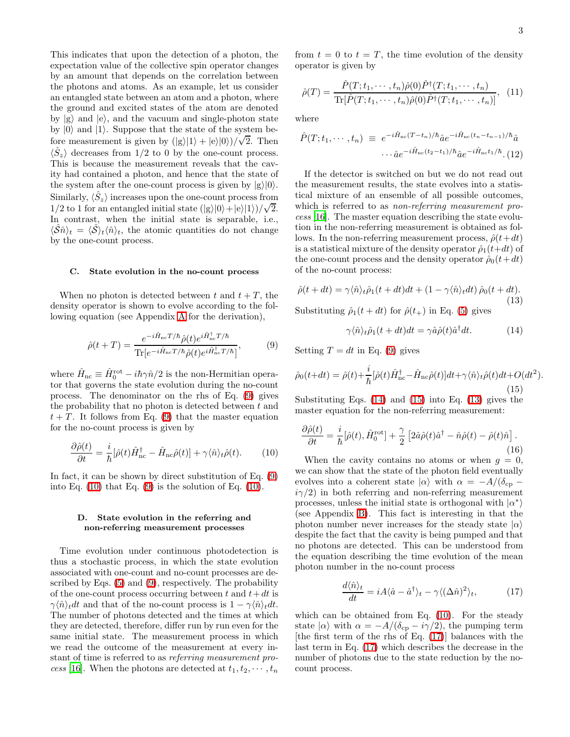This indicates that upon the detection of a photon, the expectation value of the collective spin operator changes by an amount that depends on the correlation between the photons and atoms. As an example, let us consider an entangled state between an atom and a photon, where the ground and excited states of the atom are denoted by $|g\rangle$ and $|e\rangle$, and the vacuum and single-photon state by $|0\rangle$ and $|1\rangle$. Suppose that the state of the system before measurement is given by $(|g\rangle|1\rangle + |e\rangle|0\rangle)/\sqrt{2}$. Then $\langle \hat{S}_z \rangle$ decreases from $1/2$ to $0$ by the one-count process. This is because the measurement reveals that the cavity had contained a photon, and hence that the state of the system after the one-count process is given by $|g\rangle|0\rangle$. Similarly, $\langle \hat{S}_z \rangle$ increases upon the one-count process from $1/2$ to $1$ for an entangled initial state $(|g\rangle|0\rangle + |e\rangle|1\rangle)/\sqrt{2}$. In contrast, when the initial state is separable, i.e., $\langle \hat{\mathcal{S}} \hat{n} \rangle_t = \langle \hat{\mathcal{S}} \rangle_t \langle \hat{n} \rangle_t$, the atomic quantities do not change by the one-count process.

### C. State evolution in the no-count process

When no photon is detected between $t$ and $t+T$, the density operator is shown to evolve according to the following equation (see Appendix A for the derivation),

$$\hat{\rho}(t+T) = \frac{e^{-i\hat{H}_{\rm nc}T/\hbar}\hat{\rho}(t)e^{i\hat{H}^{\dagger}_{\rm nc}T/\hbar}}{{\rm Tr}[e^{-i\hat{H}_{\rm nc}T/\hbar}\hat{\rho}(t)e^{i\hat{H}^{\dagger}_{\rm nc}T/\hbar}]}, \tag{9}$$

where $\hat{H}_{\rm nc} \equiv \hat{H}_0^{\rm rot} - i\hbar\gamma\hat{n}/2$ is the non-Hermitian operator that governs the state evolution during the no-count process. The denominator on the rhs of Eq. (9) gives the probability that no photon is detected between $t$ and $t+T$. It follows from Eq. (9) that the master equation for the no-count process is given by

$$\frac{\partial \hat{\rho}(t)}{\partial t} = \frac{i}{\hbar}[\hat{\rho}(t)\hat{H}^{\dagger}_{\rm nc} - \hat{H}_{\rm nc}\hat{\rho}(t)] + \gamma\langle\hat{n}\rangle_t\hat{\rho}(t). \tag{10}$$

In fact, it can be shown by direct substitution of Eq. (9) into Eq. (10) that Eq. (9) is the solution of Eq. (10).

### D. State evolution in the referring and non-referring measurement processes

Time evolution under continuous photodetection is thus a stochastic process, in which the state evolution associated with one-count and no-count processes are described by Eqs. (5) and (9), respectively. The probability of the one-count process occurring between $t$ and $t+dt$ is $\gamma\langle\hat{n}\rangle_t dt$ and that of the no-count process is $1-\gamma\langle\hat{n}\rangle_t dt$. The number of photons detected and the times at which they are detected, therefore, differ run by run even for the same initial state. The measurement process in which we read the outcome of the measurement at every instant of time is referred to as *referring measurement process* [16]. When the photons are detected at $t_1, t_2, \cdots, t_n$ from $t=0$ to $t=T$, the time evolution of the density operator is given by

$$\hat{\rho}(T) = \frac{\hat{P}(T;t_1,\cdots,t_n)\hat{\rho}(0)\hat{P}^{\dagger}(T;t_1,\cdots,t_n)}{{\rm Tr}[\hat{P}(T;t_1,\cdots,t_n)\hat{\rho}(0)\hat{P}^{\dagger}(T;t_1,\cdots,t_n)]}, \tag{11}$$

where

$$\begin{aligned}\hat{P}(T;t_1,\cdots,t_n) \equiv\ & e^{-i\hat{H}_{\rm nc}(T-t_n)/\hbar}\hat{a}e^{-i\hat{H}_{\rm nc}(t_n-t_{n-1})/\hbar}\hat{a} \\ & \cdots\hat{a}e^{-i\hat{H}_{\rm nc}(t_2-t_1)/\hbar}\hat{a}e^{-i\hat{H}_{\rm nc}t_1/\hbar}. \end{aligned} \tag{12}$$

If the detector is switched on but we do not read out the measurement results, the state evolves into a statistical mixture of an ensemble of all possible outcomes, which is referred to as *non-referring measurement process* [16]. The master equation describing the state evolution in the non-referring measurement is obtained as follows. In the non-referring measurement process, $\hat{\rho}(t+dt)$ is a statistical mixture of the density operator $\hat{\rho}_1(t+dt)$ of the one-count process and the density operator $\hat{\rho}_0(t+dt)$ of the no-count process:

$$\hat{\rho}(t+dt) = \gamma\langle\hat{n}\rangle_t\hat{\rho}_1(t+dt)dt + (1-\gamma\langle\hat{n}\rangle_t dt)\,\hat{\rho}_0(t+dt). \tag{13}$$

Substituting $\hat{\rho}_1(t+dt)$ for $\hat{\rho}(t_+)$ in Eq. (5) gives

$$\gamma\langle\hat{n}\rangle_t\hat{\rho}_1(t+dt)dt = \gamma\hat{a}\hat{\rho}(t)\hat{a}^{\dagger}dt. \tag{14}$$

Setting $T = dt$ in Eq. (9) gives

$$\hat{\rho}_0(t+dt) = \hat{\rho}(t) + \frac{i}{\hbar}[\hat{\rho}(t)\hat{H}^{\dagger}_{\rm nc} - \hat{H}_{\rm nc}\hat{\rho}(t)]dt + \gamma\langle\hat{n}\rangle_t\hat{\rho}(t)dt + O(dt^2). \tag{15}$$

Substituting Eqs. (14) and (15) into Eq. (13) gives the master equation for the non-referring measurement:

$$\frac{\partial\hat{\rho}(t)}{\partial t} = \frac{i}{\hbar}[\hat{\rho}(t),\hat{H}_0^{\rm rot}] + \frac{\gamma}{2}\left[2\hat{a}\hat{\rho}(t)\hat{a}^{\dagger} - \hat{n}\hat{\rho}(t) - \hat{\rho}(t)\hat{n}\right]. \tag{16}$$

When the cavity contains no atoms or when $g=0$, we can show that the state of the photon field eventually evolves into a coherent state $|\alpha\rangle$ with $\alpha = -A/(\delta_{\rm cp} - i\gamma/2)$ in both referring and non-referring measurement processes, unless the initial state is orthogonal with $|\alpha^*\rangle$ (see Appendix B). This fact is interesting in that the photon number never increases for the steady state $|\alpha\rangle$ despite the fact that the cavity is being pumped and that no photons are detected. This can be understood from the equation describing the time evolution of the mean photon number in the no-count process

$$\frac{d\langle\hat{n}\rangle_t}{dt} = iA\langle\hat{a} - \hat{a}^{\dagger}\rangle_t - \gamma\langle(\Delta\hat{n})^2\rangle_t, \tag{17}$$

which can be obtained from Eq. (10). For the steady state $|\alpha\rangle$ with $\alpha = -A/(\delta_{\rm cp} - i\gamma/2)$, the pumping term [the first term of the rhs of Eq. (17)] balances with the last term in Eq. (17) which describes the decrease in the number of photons due to the state reduction by the no-count process.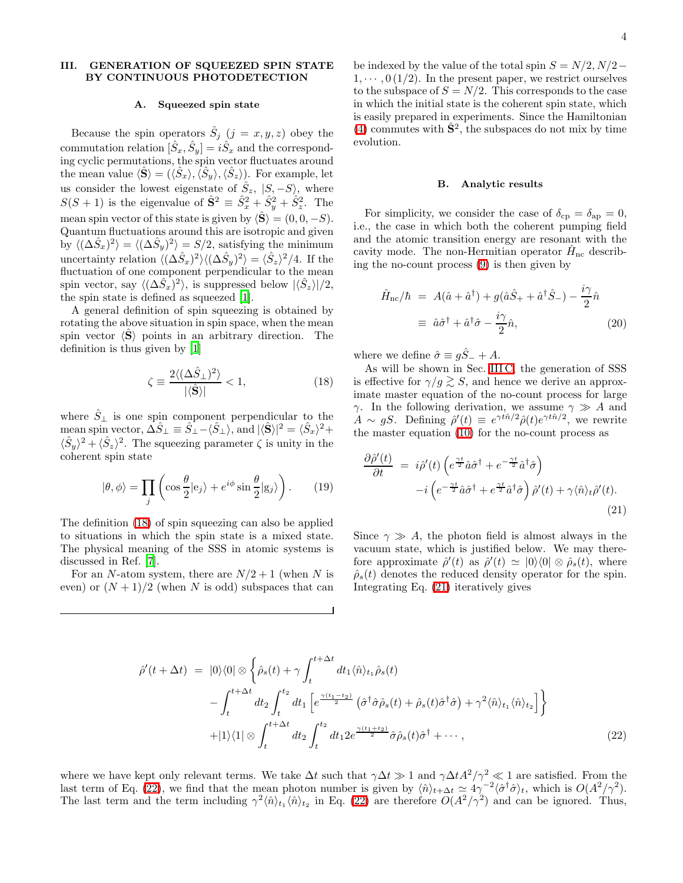## III. GENERATION OF SQUEEZED SPIN STATE BY CONTINUOUS PHOTODETECTION

### A. Squeezed spin state

Because the spin operators $\hat{S}_j$ $(j = x, y, z)$ obey the commutation relation $[\hat{S}_x, \hat{S}_y] = i\hat{S}_x$ and the corresponding cyclic permutations, the spin vector fluctuates around the mean value $\langle \hat{\mathbf{S}} \rangle = (\langle \hat{S}_x \rangle, \langle \hat{S}_y \rangle, \langle \hat{S}_z \rangle)$. For example, let us consider the lowest eigenstate of $\hat{S}_z$, $|S, -S\rangle$, where $S(S+1)$ is the eigenvalue of $\hat{\mathbf{S}}^2 \equiv \hat{S}_x^2 + \hat{S}_y^2 + \hat{S}_z^2$. The mean spin vector of this state is given by $\langle \hat{\mathbf{S}} \rangle = (0, 0, -S)$. Quantum fluctuations around this are isotropic and given by $\langle (\Delta \hat{S}_x)^2 \rangle = \langle (\Delta \hat{S}_y)^2 \rangle = S/2$, satisfying the minimum uncertainty relation $\langle (\Delta \hat{S}_x)^2 \rangle \langle (\Delta \hat{S}_y)^2 \rangle = \langle \hat{S}_z \rangle^2/4$. If the fluctuation of one component perpendicular to the mean spin vector, say $\langle (\Delta \hat{S}_x)^2 \rangle$, is suppressed below $|\langle \hat{S}_z \rangle|/2$, the spin state is defined as squeezed [1].

A general definition of spin squeezing is obtained by rotating the above situation in spin space, when the mean spin vector $\langle \hat{\mathbf{S}} \rangle$ points in an arbitrary direction. The definition is thus given by [1]

$$\zeta \equiv \frac{2\langle (\Delta \hat{S}_\perp)^2 \rangle}{|\langle \hat{\mathbf{S}} \rangle|} < 1, \tag{18}$$

where $\hat{S}_\perp$ is one spin component perpendicular to the mean spin vector, $\Delta \hat{S}_\perp \equiv \hat{S}_\perp - \langle \hat{S}_\perp \rangle$, and $|\langle \hat{\mathbf{S}} \rangle|^2 = \langle \hat{S}_x \rangle^2 + \langle \hat{S}_y \rangle^2 + \langle \hat{S}_z \rangle^2$. The squeezing parameter $\zeta$ is unity in the coherent spin state

$$|\theta, \phi\rangle = \prod_j \left( \cos\frac{\theta}{2} |\mathrm{e}_j\rangle + e^{i\phi} \sin\frac{\theta}{2} |\mathrm{g}_j\rangle \right). \tag{19}$$

The definition (18) of spin squeezing can also be applied to situations in which the spin state is a mixed state. The physical meaning of the SSS in atomic systems is discussed in Ref. [7].

For an $N$-atom system, there are $N/2 + 1$ (when $N$ is even) or $(N+1)/2$ (when $N$ is odd) subspaces that can be indexed by the value of the total spin $S = N/2, N/2 - 1, \cdots, 0\,(1/2)$. In the present paper, we restrict ourselves to the subspace of $S = N/2$. This corresponds to the case in which the initial state is the coherent spin state, which is easily prepared in experiments. Since the Hamiltonian (4) commutes with $\hat{\mathbf{S}}^2$, the subspaces do not mix by time evolution.

### B. Analytic results

For simplicity, we consider the case of $\delta_{\rm cp} = \delta_{\rm ap} = 0$, i.e., the case in which both the coherent pumping field and the atomic transition energy are resonant with the cavity mode. The non-Hermitian operator $\hat{H}_{\rm nc}$ describing the no-count process (9) is then given by

$$\begin{aligned} \hat{H}_{\rm nc}/\hbar &= A(\hat{a} + \hat{a}^\dagger) + g(\hat{a}\hat{S}_+ + \hat{a}^\dagger \hat{S}_-) - \frac{i\gamma}{2}\hat{n} \\ &\equiv \hat{a}\hat{\sigma}^\dagger + \hat{a}^\dagger \hat{\sigma} - \frac{i\gamma}{2}\hat{n}, \end{aligned} \tag{20}$$

where we define $\hat{\sigma} \equiv g\hat{S}_- + A$.

As will be shown in Sec. III C, the generation of SSS is effective for $\gamma/g \gtrsim S$, and hence we derive an approximate master equation of the no-count process for large $\gamma$. In the following derivation, we assume $\gamma \gg A$ and $A \sim gS$. Defining $\hat{\rho}'(t) \equiv e^{\gamma t \hat{n}/2} \hat{\rho}(t) e^{\gamma t \hat{n}/2}$, we rewrite the master equation (10) for the no-count process as

$$\begin{aligned} \frac{\partial \hat{\rho}'(t)}{\partial t} &= i\hat{\rho}'(t) \left( e^{\frac{\gamma t}{2}} \hat{a}\hat{\sigma}^\dagger + e^{-\frac{\gamma t}{2}} \hat{a}^\dagger \hat{\sigma} \right) \\ &\quad - i \left( e^{-\frac{\gamma t}{2}} \hat{a}\hat{\sigma}^\dagger + e^{\frac{\gamma t}{2}} \hat{a}^\dagger \hat{\sigma} \right) \hat{\rho}'(t) + \gamma \langle \hat{n} \rangle_t \hat{\rho}'(t). \end{aligned} \tag{21}$$

Since $\gamma \gg A$, the photon field is almost always in the vacuum state, which is justified below. We may therefore approximate $\hat{\rho}'(t)$ as $\hat{\rho}'(t) \simeq |0\rangle\langle 0| \otimes \hat{\rho}_s(t)$, where $\hat{\rho}_s(t)$ denotes the reduced density operator for the spin. Integrating Eq. (21) iteratively gives

$$\begin{aligned} \hat{\rho}'(t + \Delta t) &= |0\rangle\langle 0| \otimes \Bigg\{ \hat{\rho}_s(t) + \gamma \int_t^{t+\Delta t} dt_1 \langle \hat{n} \rangle_{t_1} \hat{\rho}_s(t) \\ &\quad - \int_t^{t+\Delta t} dt_2 \int_t^{t_2} dt_1 \left[ e^{\frac{\gamma(t_1 - t_2)}{2}} \left( \hat{\sigma}^\dagger \hat{\sigma} \hat{\rho}_s(t) + \hat{\rho}_s(t) \hat{\sigma}^\dagger \hat{\sigma} \right) + \gamma^2 \langle \hat{n} \rangle_{t_1} \langle \hat{n} \rangle_{t_2} \right] \Bigg\} \\ &\quad + |1\rangle\langle 1| \otimes \int_t^{t+\Delta t} dt_2 \int_t^{t_2} dt_1 2 e^{\frac{\gamma(t_1 + t_2)}{2}} \hat{\sigma} \hat{\rho}_s(t) \hat{\sigma}^\dagger + \cdots, \end{aligned} \tag{22}$$

where we have kept only relevant terms. We take $\Delta t$ such that $\gamma \Delta t \gg 1$ and $\gamma \Delta t A^2/\gamma^2 \ll 1$ are satisfied. From the last term of Eq. (22), we find that the mean photon number is given by $\langle \hat{n} \rangle_{t+\Delta t} \simeq 4\gamma^{-2} \langle \hat{\sigma}^\dagger \hat{\sigma} \rangle_t$, which is $O(A^2/\gamma^2)$. The last term and the term including $\gamma^2 \langle \hat{n} \rangle_{t_1} \langle \hat{n} \rangle_{t_2}$ in Eq. (22) are therefore $O(A^2/\gamma^2)$ and can be ignored. Thus,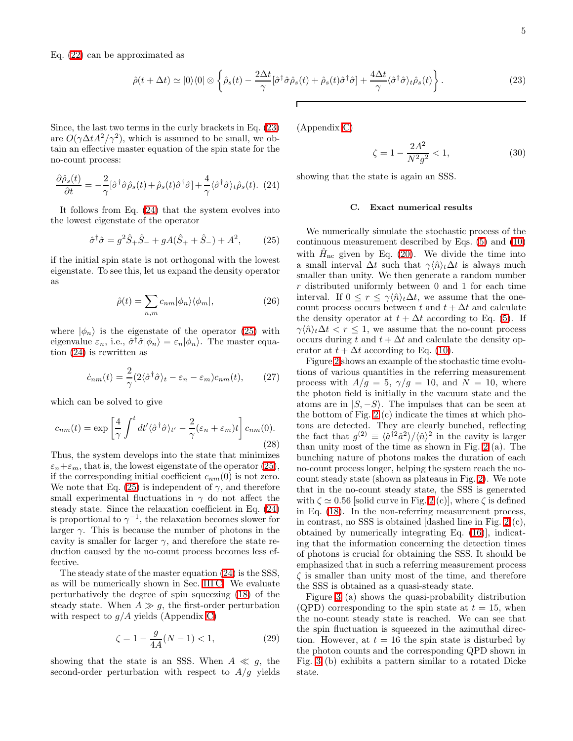Eq. (22) can be approximated as

$$\hat{\rho}(t+\Delta t) \simeq |0\rangle\langle 0| \otimes \left\{ \hat{\rho}_s(t) - \frac{2\Delta t}{\gamma}[\hat{\sigma}^\dagger\hat{\sigma}\hat{\rho}_s(t) + \hat{\rho}_s(t)\hat{\sigma}^\dagger\hat{\sigma}] + \frac{4\Delta t}{\gamma}\langle\hat{\sigma}^\dagger\hat{\sigma}\rangle_t\hat{\rho}_s(t) \right\}. \tag{23}$$

Since, the last two terms in the curly brackets in Eq. (23) are $O(\gamma\Delta t A^2/\gamma^2)$, which is assumed to be small, we obtain an effective master equation of the spin state for the no-count process:

$$\frac{\partial\hat{\rho}_s(t)}{\partial t} = -\frac{2}{\gamma}[\hat{\sigma}^\dagger\hat{\sigma}\hat{\rho}_s(t) + \hat{\rho}_s(t)\hat{\sigma}^\dagger\hat{\sigma}] + \frac{4}{\gamma}\langle\hat{\sigma}^\dagger\hat{\sigma}\rangle_t\hat{\rho}_s(t). \tag{24}$$

It follows from Eq. (24) that the system evolves into the lowest eigenstate of the operator

$$\hat{\sigma}^\dagger\hat{\sigma} = g^2\hat{S}_+\hat{S}_- + gA(\hat{S}_+ + \hat{S}_-) + A^2, \tag{25}$$

if the initial spin state is not orthogonal with the lowest eigenstate. To see this, let us expand the density operator as

$$\hat{\rho}(t) = \sum_{n,m} c_{nm}|\phi_n\rangle\langle\phi_m|, \tag{26}$$

where $|\phi_n\rangle$ is the eigenstate of the operator (25) with eigenvalue $\varepsilon_n$, i.e., $\hat{\sigma}^\dagger\hat{\sigma}|\phi_n\rangle = \varepsilon_n|\phi_n\rangle$. The master equation (24) is rewritten as

$$\dot{c}_{nm}(t) = \frac{2}{\gamma}(2\langle\hat{\sigma}^\dagger\hat{\sigma}\rangle_t - \varepsilon_n - \varepsilon_m)c_{nm}(t), \tag{27}$$

which can be solved to give

$$c_{nm}(t) = \exp\left[\frac{4}{\gamma}\int^t dt'\langle\hat{\sigma}^\dagger\hat{\sigma}\rangle_{t'} - \frac{2}{\gamma}(\varepsilon_n + \varepsilon_m)t\right]c_{nm}(0). \tag{28}$$

Thus, the system develops into the state that minimizes $\varepsilon_n+\varepsilon_m$, that is, the lowest eigenstate of the operator (25), if the corresponding initial coefficient $c_{nm}(0)$ is not zero. We note that Eq. (25) is independent of $\gamma$, and therefore small experimental fluctuations in $\gamma$ do not affect the steady state. Since the relaxation coefficient in Eq. (24) is proportional to $\gamma^{-1}$, the relaxation becomes slower for larger $\gamma$. This is because the number of photons in the cavity is smaller for larger $\gamma$, and therefore the state reduction caused by the no-count process becomes less effective.

The steady state of the master equation (24) is the SSS, as will be numerically shown in Sec. III C. We evaluate perturbatively the degree of spin squeezing (18) of the steady state. When $A \gg g$, the first-order perturbation with respect to $g/A$ yields (Appendix C)

$$\zeta = 1 - \frac{g}{4A}(N-1) < 1, \tag{29}$$

showing that the state is an SSS. When $A \ll g$, the second-order perturbation with respect to $A/g$ yields (Appendix C)

$$\zeta = 1 - \frac{2A^2}{N^2g^2} < 1, \tag{30}$$

showing that the state is again an SSS.

### C. Exact numerical results

We numerically simulate the stochastic process of the continuous measurement described by Eqs. (5) and (10) with $\hat{H}_{\rm nc}$ given by Eq. (20). We divide the time into a small interval $\Delta t$ such that $\gamma\langle\hat{n}\rangle_t\Delta t$ is always much smaller than unity. We then generate a random number $r$ distributed uniformly between 0 and 1 for each time interval. If $0 \le r \le \gamma\langle\hat{n}\rangle_t\Delta t$, we assume that the one-count process occurs between $t$ and $t+\Delta t$ and calculate the density operator at $t+\Delta t$ according to Eq. (5). If $\gamma\langle\hat{n}\rangle_t\Delta t < r \le 1$, we assume that the no-count process occurs during $t$ and $t+\Delta t$ and calculate the density operator at $t+\Delta t$ according to Eq. (10).

Figure 2 shows an example of the stochastic time evolutions of various quantities in the referring measurement process with $A/g = 5$, $\gamma/g = 10$, and $N = 10$, where the photon field is initially in the vacuum state and the atoms are in $|S,-S\rangle$. The impulses that can be seen at the bottom of Fig. 2 (c) indicate the times at which photons are detected. They are clearly bunched, reflecting the fact that $g^{(2)} \equiv \langle\hat{a}^{\dagger 2}\hat{a}^2\rangle/\langle\hat{n}\rangle^2$ in the cavity is larger than unity most of the time as shown in Fig. 2 (a). The bunching nature of photons makes the duration of each no-count process longer, helping the system reach the no-count steady state (shown as plateaus in Fig. 2). We note that in the no-count steady state, the SSS is generated with $\zeta \simeq 0.56$ [solid curve in Fig. 2 (c)], where $\zeta$ is defined in Eq. (18). In the non-referring measurement process, in contrast, no SSS is obtained [dashed line in Fig. 2 (c), obtained by numerically integrating Eq. (16)], indicating that the information concerning the detection times of photons is crucial for obtaining the SSS. It should be emphasized that in such a referring measurement process $\zeta$ is smaller than unity most of the time, and therefore the SSS is obtained as a quasi-steady state.

Figure 3 (a) shows the quasi-probability distribution (QPD) corresponding to the spin state at $t = 15$, when the no-count steady state is reached. We can see that the spin fluctuation is squeezed in the azimuthal direction. However, at $t = 16$ the spin state is disturbed by the photon counts and the corresponding QPD shown in Fig. 3 (b) exhibits a pattern similar to a rotated Dicke state.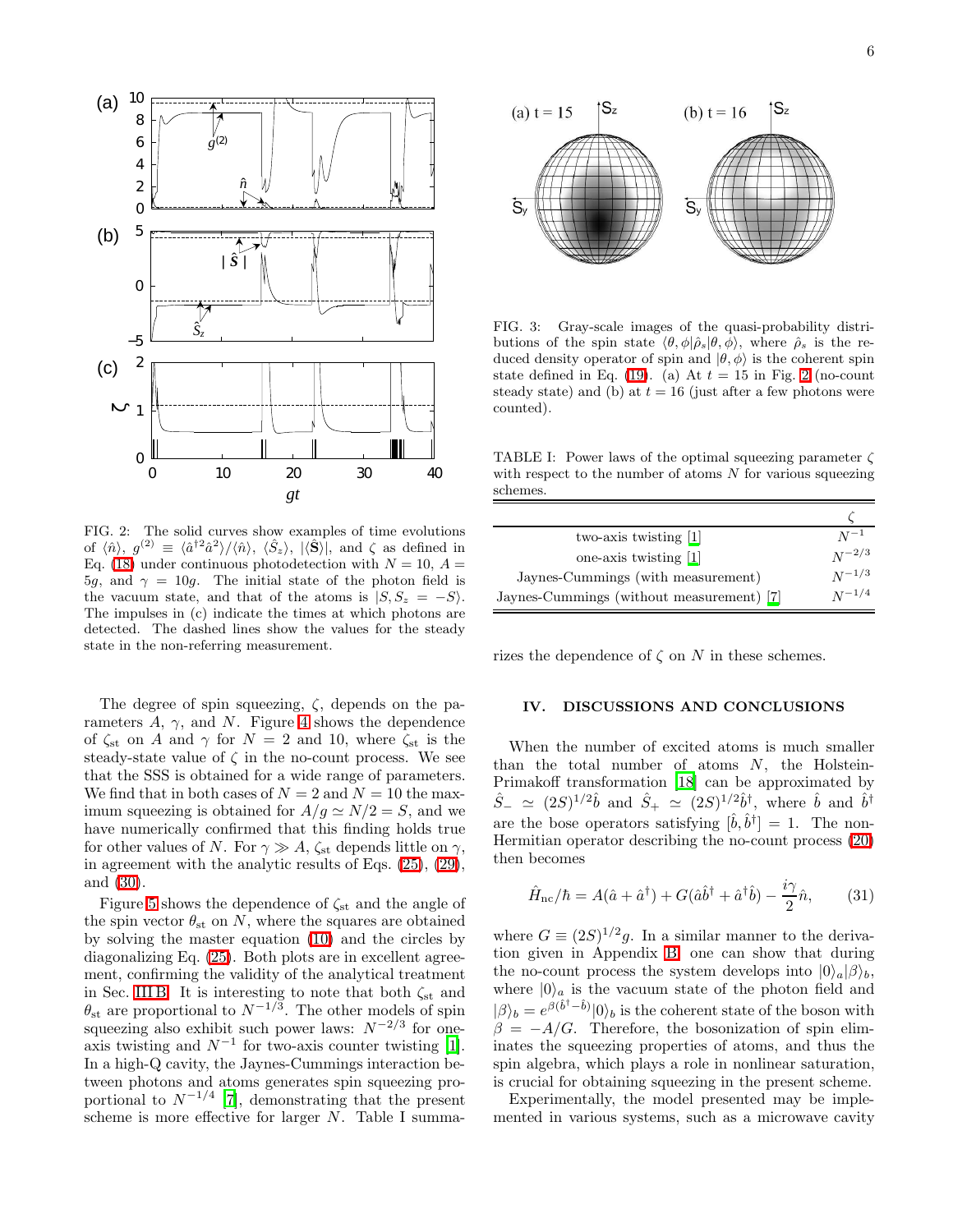FIG. 2: The solid curves show examples of time evolutions of $\langle \hat{n} \rangle$, $g^{(2)} \equiv \langle \hat{a}^{\dagger 2}\hat{a}^2 \rangle / \langle \hat{n} \rangle$, $\langle \hat{S}_z \rangle$, $|\langle \hat{\mathbf{S}} \rangle|$, and $\zeta$ as defined in Eq. (18) under continuous photodetection with $N = 10$, $A = 5g$, and $\gamma = 10g$. The initial state of the photon field is the vacuum state, and that of the atoms is $|S, S_z = -S\rangle$. The impulses in (c) indicate the times at which photons are detected. The dashed lines show the values for the steady state in the non-referring measurement.

The degree of spin squeezing, $\zeta$, depends on the parameters $A$, $\gamma$, and $N$. Figure 4 shows the dependence of $\zeta_{\rm st}$ on $A$ and $\gamma$ for $N = 2$ and 10, where $\zeta_{\rm st}$ is the steady-state value of $\zeta$ in the no-count process. We see that the SSS is obtained for a wide range of parameters. We find that in both cases of $N = 2$ and $N = 10$ the maximum squeezing is obtained for $A/g \simeq N/2 = S$, and we have numerically confirmed that this finding holds true for other values of $N$. For $\gamma \gg A$, $\zeta_{\rm st}$ depends little on $\gamma$, in agreement with the analytic results of Eqs. (25), (29), and (30).

Figure 5 shows the dependence of $\zeta_{\rm st}$ and the angle of the spin vector $\theta_{\rm st}$ on $N$, where the squares are obtained by solving the master equation (10) and the circles by diagonalizing Eq. (25). Both plots are in excellent agreement, confirming the validity of the analytical treatment in Sec. III B. It is interesting to note that both $\zeta_{\rm st}$ and $\theta_{\rm st}$ are proportional to $N^{-1/3}$. The other models of spin squeezing also exhibit such power laws: $N^{-2/3}$ for one-axis twisting and $N^{-1}$ for two-axis counter twisting [1]. In a high-Q cavity, the Jaynes-Cummings interaction between photons and atoms generates spin squeezing proportional to $N^{-1/4}$ [7], demonstrating that the present scheme is more effective for larger $N$. Table I summarizes the dependence of $\zeta$ on $N$ in these schemes.

FIG. 3: Gray-scale images of the quasi-probability distributions of the spin state $\langle \theta, \phi | \hat{\rho}_s | \theta, \phi \rangle$, where $\hat{\rho}_s$ is the reduced density operator of spin and $|\theta, \phi\rangle$ is the coherent spin state defined in Eq. (19). (a) At $t = 15$ in Fig. 2 (no-count steady state) and (b) at $t = 16$ (just after a few photons were counted).

TABLE I: Power laws of the optimal squeezing parameter $\zeta$ with respect to the number of atoms $N$ for various squeezing schemes.

| | $\zeta$ |
|---|---|
| two-axis twisting [1] | $N^{-1}$ |
| one-axis twisting [1] | $N^{-2/3}$ |
| Jaynes-Cummings (with measurement) | $N^{-1/3}$ |
| Jaynes-Cummings (without measurement) [7] | $N^{-1/4}$ |

## IV. DISCUSSIONS AND CONCLUSIONS

When the number of excited atoms is much smaller than the total number of atoms $N$, the Holstein-Primakoff transformation [18] can be approximated by $\hat{S}_- \simeq (2S)^{1/2}\hat{b}$ and $\hat{S}_+ \simeq (2S)^{1/2}\hat{b}^\dagger$, where $\hat{b}$ and $\hat{b}^\dagger$ are the bose operators satisfying $[\hat{b}, \hat{b}^\dagger] = 1$. The non-Hermitian operator describing the no-count process (20) then becomes

$$\hat{H}_{\rm nc}/\hbar = A(\hat{a} + \hat{a}^\dagger) + G(\hat{a}\hat{b}^\dagger + \hat{a}^\dagger\hat{b}) - \frac{i\gamma}{2}\hat{n}, \tag{31}$$

where $G \equiv (2S)^{1/2}g$. In a similar manner to the derivation given in Appendix B, one can show that during the no-count process the system develops into $|0\rangle_a|\beta\rangle_b$, where $|0\rangle_a$ is the vacuum state of the photon field and $|\beta\rangle_b = e^{\beta(\hat{b}^\dagger - \hat{b})}|0\rangle_b$ is the coherent state of the boson with $\beta = -A/G$. Therefore, the bosonization of spin eliminates the squeezing properties of atoms, and thus the spin algebra, which plays a role in nonlinear saturation, is crucial for obtaining squeezing in the present scheme.

Experimentally, the model presented may be implemented in various systems, such as a microwave cavity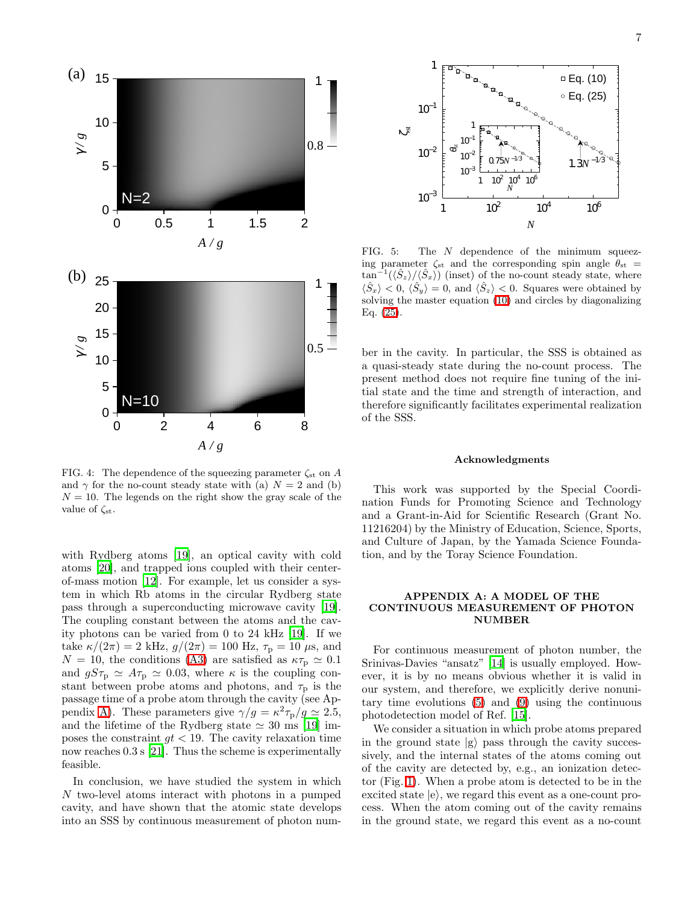FIG. 4: The dependence of the squeezing parameter $\zeta_{\rm st}$ on $A$ and $\gamma$ for the no-count steady state with (a) $N=2$ and (b) $N=10$. The legends on the right show the gray scale of the value of $\zeta_{\rm st}$.

with Rydberg atoms [19], an optical cavity with cold atoms [20], and trapped ions coupled with their center-of-mass motion [12]. For example, let us consider a system in which Rb atoms in the circular Rydberg state pass through a superconducting microwave cavity [19]. The coupling constant between the atoms and the cavity photons can be varied from 0 to 24 kHz [19]. If we take $\kappa/(2\pi) = 2$ kHz, $g/(2\pi) = 100$ Hz, $\tau_{\rm p} = 10$ $\mu$s, and $N = 10$, the conditions (A3) are satisfied as $\kappa\tau_{\rm p} \simeq 0.1$ and $gS\tau_{\rm p} \simeq A\tau_{\rm p} \simeq 0.03$, where $\kappa$ is the coupling constant between probe atoms and photons, and $\tau_{\rm p}$ is the passage time of a probe atom through the cavity (see Appendix A). These parameters give $\gamma/g = \kappa^2\tau_{\rm p}/g \simeq 2.5$, and the lifetime of the Rydberg state $\simeq 30$ ms [19] imposes the constraint $gt < 19$. The cavity relaxation time now reaches 0.3 s [21]. Thus the scheme is experimentally feasible.

In conclusion, we have studied the system in which $N$ two-level atoms interact with photons in a pumped cavity, and have shown that the atomic state develops into an SSS by continuous measurement of photon number in the cavity. In particular, the SSS is obtained as a quasi-steady state during the no-count process. The present method does not require fine tuning of the initial state and the time and strength of interaction, and therefore significantly facilitates experimental realization of the SSS.

FIG. 5: The $N$ dependence of the minimum squeezing parameter $\zeta_{\rm st}$ and the corresponding spin angle $\theta_{\rm st} = \tan^{-1}(\langle\hat{S}_z\rangle/\langle\hat{S}_x\rangle)$ (inset) of the no-count steady state, where $\langle\hat{S}_x\rangle < 0$, $\langle\hat{S}_y\rangle = 0$, and $\langle\hat{S}_z\rangle < 0$. Squares were obtained by solving the master equation (10) and circles by diagonalizing Eq. (25).

### Acknowledgments

This work was supported by the Special Coordination Funds for Promoting Science and Technology and a Grant-in-Aid for Scientific Research (Grant No. 11216204) by the Ministry of Education, Science, Sports, and Culture of Japan, by the Yamada Science Foundation, and by the Toray Science Foundation.

## APPENDIX A: A MODEL OF THE CONTINUOUS MEASUREMENT OF PHOTON NUMBER

For continuous measurement of photon number, the Srinivas-Davies "ansatz" [14] is usually employed. However, it is by no means obvious whether it is valid in our system, and therefore, we explicitly derive nonunitary time evolutions (5) and (9) using the continuous photodetection model of Ref. [15].

We consider a situation in which probe atoms prepared in the ground state $|{\rm g}\rangle$ pass through the cavity successively, and the internal states of the atoms coming out of the cavity are detected by, e.g., an ionization detector (Fig. 1). When a probe atom is detected to be in the excited state $|{\rm e}\rangle$, we regard this event as a one-count process. When the atom coming out of the cavity remains in the ground state, we regard this event as a no-count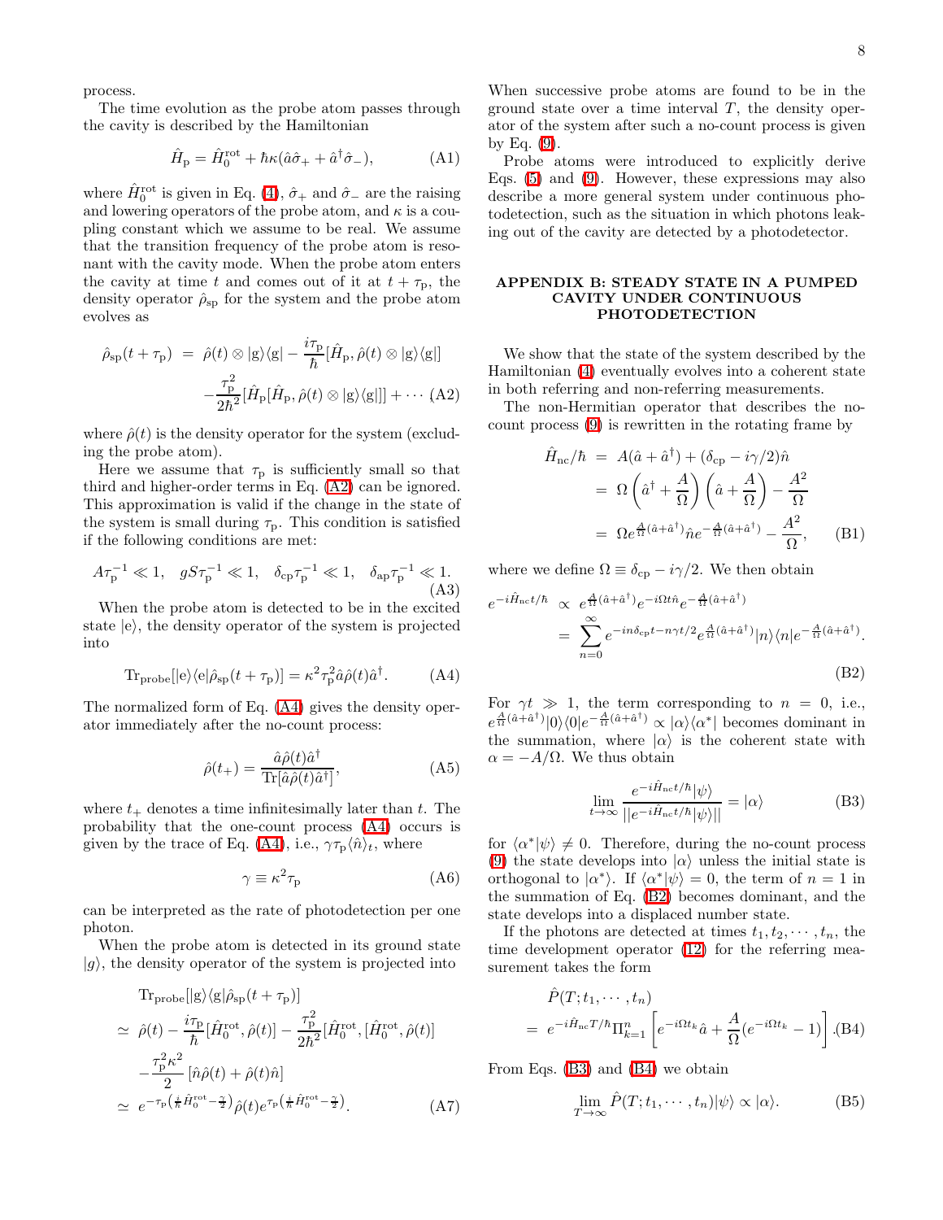process.

The time evolution as the probe atom passes through the cavity is described by the Hamiltonian

$$\hat{H}_{\rm p} = \hat{H}_0^{\rm rot} + \hbar\kappa(\hat{a}\hat{\sigma}_+ + \hat{a}^\dagger\hat{\sigma}_-), \tag{A1}$$

where $\hat{H}_0^{\rm rot}$ is given in Eq. (4), $\hat{\sigma}_+$ and $\hat{\sigma}_-$ are the raising and lowering operators of the probe atom, and $\kappa$ is a coupling constant which we assume to be real. We assume that the transition frequency of the probe atom is resonant with the cavity mode. When the probe atom enters the cavity at time $t$ and comes out of it at $t+\tau_{\rm p}$, the density operator $\hat{\rho}_{\rm sp}$ for the system and the probe atom evolves as

$$\begin{aligned}\hat{\rho}_{\rm sp}(t+\tau_{\rm p}) &= \hat{\rho}(t)\otimes|{\rm g}\rangle\langle{\rm g}| - \frac{i\tau_{\rm p}}{\hbar}[\hat{H}_{\rm p}, \hat{\rho}(t)\otimes|{\rm g}\rangle\langle{\rm g}|] \\ &\quad -\frac{\tau_{\rm p}^2}{2\hbar^2}[\hat{H}_{\rm p}[\hat{H}_{\rm p}, \hat{\rho}(t)\otimes|{\rm g}\rangle\langle{\rm g}|]] + \cdots\end{aligned} \tag{A2}$$

where $\hat{\rho}(t)$ is the density operator for the system (excluding the probe atom).

Here we assume that $\tau_{\rm p}$ is sufficiently small so that third and higher-order terms in Eq. (A2) can be ignored. This approximation is valid if the change in the state of the system is small during $\tau_{\rm p}$. This condition is satisfied if the following conditions are met:

$$A\tau_{\rm p}^{-1} \ll 1, \quad gS\tau_{\rm p}^{-1} \ll 1, \quad \delta_{\rm cp}\tau_{\rm p}^{-1} \ll 1, \quad \delta_{\rm ap}\tau_{\rm p}^{-1} \ll 1. \tag{A3}$$

When the probe atom is detected to be in the excited state $|{\rm e}\rangle$, the density operator of the system is projected into

$${\rm Tr}_{\rm probe}[|{\rm e}\rangle\langle{\rm e}|\hat{\rho}_{\rm sp}(t+\tau_{\rm p})] = \kappa^2\tau_{\rm p}^2\hat{a}\hat{\rho}(t)\hat{a}^\dagger. \tag{A4}$$

The normalized form of Eq. (A4) gives the density operator immediately after the no-count process:

$$\hat{\rho}(t_+) = \frac{\hat{a}\hat{\rho}(t)\hat{a}^\dagger}{{\rm Tr}[\hat{a}\hat{\rho}(t)\hat{a}^\dagger]}, \tag{A5}$$

where $t_+$ denotes a time infinitesimally later than $t$. The probability that the one-count process (A4) occurs is given by the trace of Eq. (A4), i.e., $\gamma\tau_{\rm p}\langle\hat{n}\rangle_t$, where

$$\gamma \equiv \kappa^2\tau_{\rm p} \tag{A6}$$

can be interpreted as the rate of photodetection per one photon.

When the probe atom is detected in its ground state $|g\rangle$, the density operator of the system is projected into

$$\begin{aligned}&{\rm Tr}_{\rm probe}[|{\rm g}\rangle\langle{\rm g}|\hat{\rho}_{\rm sp}(t+\tau_{\rm p})] \\ &\simeq \hat{\rho}(t) - \frac{i\tau_{\rm p}}{\hbar}[\hat{H}_0^{\rm rot}, \hat{\rho}(t)] - \frac{\tau_{\rm p}^2}{2\hbar^2}[\hat{H}_0^{\rm rot},[\hat{H}_0^{\rm rot}, \hat{\rho}(t)] \\ &\quad -\frac{\tau_{\rm p}^2\kappa^2}{2}\left[\hat{n}\hat{\rho}(t) + \hat{\rho}(t)\hat{n}\right] \\ &\simeq e^{-\tau_{\rm p}\left(\frac{i}{\hbar}\hat{H}_0^{\rm rot} - \frac{\gamma}{2}\right)}\hat{\rho}(t)e^{\tau_{\rm p}\left(\frac{i}{\hbar}\hat{H}_0^{\rm rot} - \frac{\gamma}{2}\right)}.\end{aligned} \tag{A7}$$

When successive probe atoms are found to be in the ground state over a time interval $T$, the density operator of the system after such a no-count process is given by Eq. (9).

Probe atoms were introduced to explicitly derive Eqs. (5) and (9). However, these expressions may also describe a more general system under continuous photodetection, such as the situation in which photons leaking out of the cavity are detected by a photodetector.

## APPENDIX B: STEADY STATE IN A PUMPED CAVITY UNDER CONTINUOUS PHOTODETECTION

We show that the state of the system described by the Hamiltonian (4) eventually evolves into a coherent state in both referring and non-referring measurements.

The non-Hermitian operator that describes the no-count process (9) is rewritten in the rotating frame by

$$\begin{aligned}\hat{H}_{\rm nc}/\hbar &= A(\hat{a}+\hat{a}^\dagger) + (\delta_{\rm cp} - i\gamma/2)\hat{n} \\ &= \Omega\left(\hat{a}^\dagger + \frac{A}{\Omega}\right)\left(\hat{a} + \frac{A}{\Omega}\right) - \frac{A^2}{\Omega} \\ &= \Omega e^{\frac{A}{\Omega}(\hat{a}+\hat{a}^\dagger)}\hat{n}e^{-\frac{A}{\Omega}(\hat{a}+\hat{a}^\dagger)} - \frac{A^2}{\Omega},\end{aligned} \tag{B1}$$

where we define $\Omega \equiv \delta_{\rm cp} - i\gamma/2$. We then obtain

$$\begin{aligned}e^{-i\hat{H}_{\rm nc}t/\hbar} &\propto e^{\frac{A}{\Omega}(\hat{a}+\hat{a}^\dagger)}e^{-i\Omega t\hat{n}}e^{-\frac{A}{\Omega}(\hat{a}+\hat{a}^\dagger)} \\ &= \sum_{n=0}^{\infty} e^{-in\delta_{\rm cp}t - n\gamma t/2}e^{\frac{A}{\Omega}(\hat{a}+\hat{a}^\dagger)}|n\rangle\langle n|e^{-\frac{A}{\Omega}(\hat{a}+\hat{a}^\dagger)}.\end{aligned} \tag{B2}$$

For $\gamma t \gg 1$, the term corresponding to $n=0$, i.e., $e^{\frac{A}{\Omega}(\hat{a}+\hat{a}^\dagger)}|0\rangle\langle 0|e^{-\frac{A}{\Omega}(\hat{a}+\hat{a}^\dagger)} \propto |\alpha\rangle\langle\alpha^*|$ becomes dominant in the summation, where $|\alpha\rangle$ is the coherent state with $\alpha = -A/\Omega$. We thus obtain

$$\lim_{t\to\infty}\frac{e^{-i\hat{H}_{\rm nc}t/\hbar}|\psi\rangle}{||e^{-i\hat{H}_{\rm nc}t/\hbar}|\psi\rangle||} = |\alpha\rangle \tag{B3}$$

for $\langle\alpha^*|\psi\rangle \neq 0$. Therefore, during the no-count process (9) the state develops into $|\alpha\rangle$ unless the initial state is orthogonal to $|\alpha^*\rangle$. If $\langle\alpha^*|\psi\rangle = 0$, the term of $n=1$ in the summation of Eq. (B2) becomes dominant, and the state develops into a displaced number state.

If the photons are detected at times $t_1, t_2, \cdots, t_n$, the time development operator (12) for the referring measurement takes the form

$$\begin{aligned}&\hat{P}(T; t_1, \cdots, t_n) \\ &= e^{-i\hat{H}_{\rm nc}T/\hbar}\Pi_{k=1}^n\left[e^{-i\Omega t_k}\hat{a} + \frac{A}{\Omega}(e^{-i\Omega t_k} - 1)\right].\end{aligned} \tag{B4}$$

From Eqs. (B3) and (B4) we obtain

$$\lim_{T\to\infty}\hat{P}(T; t_1, \cdots, t_n)|\psi\rangle \propto |\alpha\rangle. \tag{B5}$$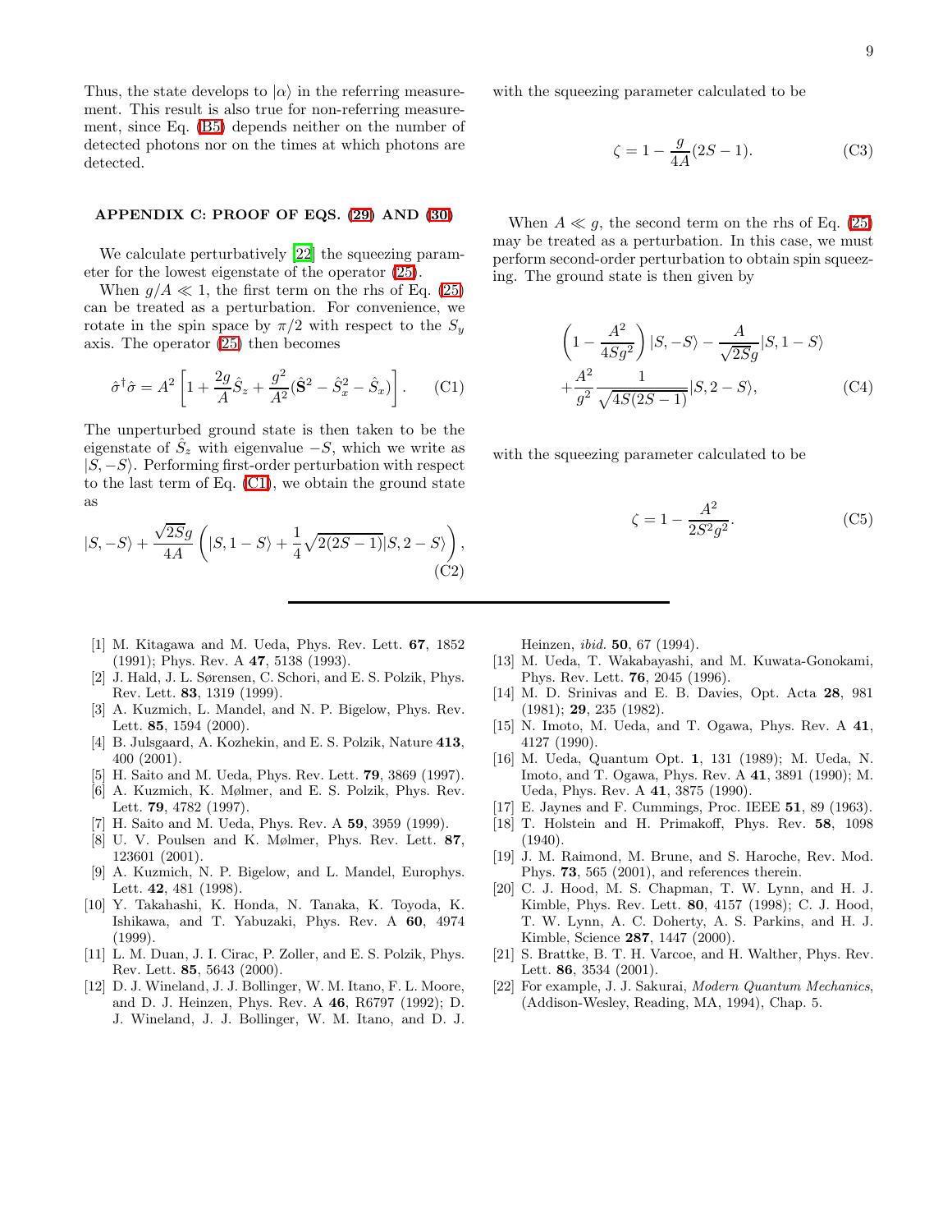Thus, the state develops to $|\alpha\rangle$ in the referring measurement. This result is also true for non-referring measurement, since Eq. (B5) depends neither on the number of detected photons nor on the times at which photons are detected.

## APPENDIX C: PROOF OF EQS. (29) AND (30)

We calculate perturbatively [22] the squeezing parameter for the lowest eigenstate of the operator (25).

When $g/A \ll 1$, the first term on the rhs of Eq. (25) can be treated as a perturbation. For convenience, we rotate in the spin space by $\pi/2$ with respect to the $S_y$ axis. The operator (25) then becomes

$$\hat{\sigma}^\dagger \hat{\sigma} = A^2 \left[ 1 + \frac{2g}{A} \hat{S}_z + \frac{g^2}{A^2} (\hat{\mathbf{S}}^2 - \hat{S}_x^2 - \hat{S}_x) \right]. \tag{C1}$$

The unperturbed ground state is then taken to be the eigenstate of $\hat{S}_z$ with eigenvalue $-S$, which we write as $|S, -S\rangle$. Performing first-order perturbation with respect to the last term of Eq. (C1), we obtain the ground state as

$$|S, -S\rangle + \frac{\sqrt{2S}g}{4A} \left( |S, 1-S\rangle + \frac{1}{4} \sqrt{2(2S-1)} |S, 2-S\rangle \right), \tag{C2}$$

with the squeezing parameter calculated to be

$$\zeta = 1 - \frac{g}{4A}(2S-1). \tag{C3}$$

When $A \ll g$, the second term on the rhs of Eq. (25) may be treated as a perturbation. In this case, we must perform second-order perturbation to obtain spin squeezing. The ground state is then given by

$$\begin{aligned} &\left( 1 - \frac{A^2}{4Sg^2} \right) |S, -S\rangle - \frac{A}{\sqrt{2S}g} |S, 1-S\rangle \\ &+ \frac{A^2}{g^2} \frac{1}{\sqrt{4S(2S-1)}} |S, 2-S\rangle, \end{aligned} \tag{C4}$$

with the squeezing parameter calculated to be

$$\zeta = 1 - \frac{A^2}{2S^2 g^2}. \tag{C5}$$

---

[1] M. Kitagawa and M. Ueda, Phys. Rev. Lett. **67**, 1852 (1991); Phys. Rev. A **47**, 5138 (1993).

[2] J. Hald, J. L. Sørensen, C. Schori, and E. S. Polzik, Phys. Rev. Lett. **83**, 1319 (1999).

[3] A. Kuzmich, L. Mandel, and N. P. Bigelow, Phys. Rev. Lett. **85**, 1594 (2000).

[4] B. Julsgaard, A. Kozhekin, and E. S. Polzik, Nature **413**, 400 (2001).

[5] H. Saito and M. Ueda, Phys. Rev. Lett. **79**, 3869 (1997).

[6] A. Kuzmich, K. Mølmer, and E. S. Polzik, Phys. Rev. Lett. **79**, 4782 (1997).

[7] H. Saito and M. Ueda, Phys. Rev. A **59**, 3959 (1999).

[8] U. V. Poulsen and K. Mølmer, Phys. Rev. Lett. **87**, 123601 (2001).

[9] A. Kuzmich, N. P. Bigelow, and L. Mandel, Europhys. Lett. **42**, 481 (1998).

[10] Y. Takahashi, K. Honda, N. Tanaka, K. Toyoda, K. Ishikawa, and T. Yabuzaki, Phys. Rev. A **60**, 4974 (1999).

[11] L. M. Duan, J. I. Cirac, P. Zoller, and E. S. Polzik, Phys. Rev. Lett. **85**, 5643 (2000).

[12] D. J. Wineland, J. J. Bollinger, W. M. Itano, F. L. Moore, and D. J. Heinzen, Phys. Rev. A **46**, R6797 (1992); D. J. Wineland, J. J. Bollinger, W. M. Itano, and D. J. Heinzen, *ibid.* **50**, 67 (1994).

[13] M. Ueda, T. Wakabayashi, and M. Kuwata-Gonokami, Phys. Rev. Lett. **76**, 2045 (1996).

[14] M. D. Srinivas and E. B. Davies, Opt. Acta **28**, 981 (1981); **29**, 235 (1982).

[15] N. Imoto, M. Ueda, and T. Ogawa, Phys. Rev. A **41**, 4127 (1990).

[16] M. Ueda, Quantum Opt. **1**, 131 (1989); M. Ueda, N. Imoto, and T. Ogawa, Phys. Rev. A **41**, 3891 (1990); M. Ueda, Phys. Rev. A **41**, 3875 (1990).

[17] E. Jaynes and F. Cummings, Proc. IEEE **51**, 89 (1963).

[18] T. Holstein and H. Primakoff, Phys. Rev. **58**, 1098 (1940).

[19] J. M. Raimond, M. Brune, and S. Haroche, Rev. Mod. Phys. **73**, 565 (2001), and references therein.

[20] C. J. Hood, M. S. Chapman, T. W. Lynn, and H. J. Kimble, Phys. Rev. Lett. **80**, 4157 (1998); C. J. Hood, T. W. Lynn, A. C. Doherty, A. S. Parkins, and H. J. Kimble, Science **287**, 1447 (2000).

[21] S. Brattke, B. T. H. Varcoe, and H. Walther, Phys. Rev. Lett. **86**, 3534 (2001).

[22] For example, J. J. Sakurai, *Modern Quantum Mechanics*, (Addison-Wesley, Reading, MA, 1994), Chap. 5.